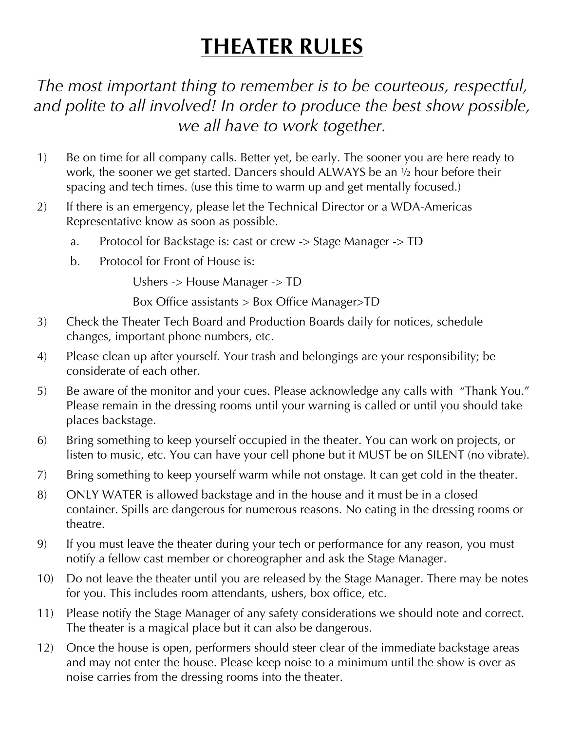# THEATER RULES

*The most important thing to remember is to be courteous, respectful, and polite to all involved! In order to produce the best show possible, we all have to work together.*

1) Be on time for all company calls. Better yet, be early. The sooner you are here ready to work, the sooner we get started. Dancers should ALWAYS be an ½ hour before their spacing and tech times. (use this time to warm up and get mentally focused.)
2) If there is an emergency, please let the Technical Director or a WDA-Americas Representative know as soon as possible.
   a. Protocol for Backstage is: cast or crew -> Stage Manager -> TD
   b. Protocol for Front of House is:

      Ushers -> House Manager -> TD

      Box Office assistants > Box Office Manager>TD
3) Check the Theater Tech Board and Production Boards daily for notices, schedule changes, important phone numbers, etc.
4) Please clean up after yourself. Your trash and belongings are your responsibility; be considerate of each other.
5) Be aware of the monitor and your cues. Please acknowledge any calls with "Thank You." Please remain in the dressing rooms until your warning is called or until you should take places backstage.
6) Bring something to keep yourself occupied in the theater. You can work on projects, or listen to music, etc. You can have your cell phone but it MUST be on SILENT (no vibrate).
7) Bring something to keep yourself warm while not onstage. It can get cold in the theater.
8) ONLY WATER is allowed backstage and in the house and it must be in a closed container. Spills are dangerous for numerous reasons. No eating in the dressing rooms or theatre.
9) If you must leave the theater during your tech or performance for any reason, you must notify a fellow cast member or choreographer and ask the Stage Manager.
10) Do not leave the theater until you are released by the Stage Manager. There may be notes for you. This includes room attendants, ushers, box office, etc.
11) Please notify the Stage Manager of any safety considerations we should note and correct. The theater is a magical place but it can also be dangerous.
12) Once the house is open, performers should steer clear of the immediate backstage areas and may not enter the house. Please keep noise to a minimum until the show is over as noise carries from the dressing rooms into the theater.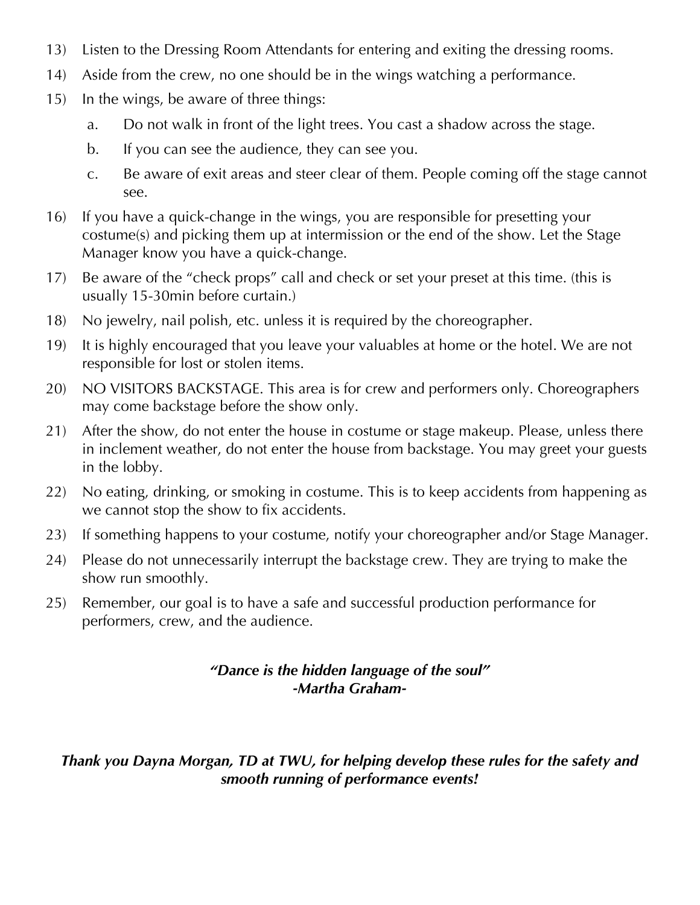13) Listen to the Dressing Room Attendants for entering and exiting the dressing rooms.
14) Aside from the crew, no one should be in the wings watching a performance.
15) In the wings, be aware of three things:
    a. Do not walk in front of the light trees. You cast a shadow across the stage.
    b. If you can see the audience, they can see you.
    c. Be aware of exit areas and steer clear of them. People coming off the stage cannot see.
16) If you have a quick-change in the wings, you are responsible for presetting your costume(s) and picking them up at intermission or the end of the show. Let the Stage Manager know you have a quick-change.
17) Be aware of the "check props" call and check or set your preset at this time. (this is usually 15-30min before curtain.)
18) No jewelry, nail polish, etc. unless it is required by the choreographer.
19) It is highly encouraged that you leave your valuables at home or the hotel. We are not responsible for lost or stolen items.
20) NO VISITORS BACKSTAGE. This area is for crew and performers only. Choreographers may come backstage before the show only.
21) After the show, do not enter the house in costume or stage makeup. Please, unless there in inclement weather, do not enter the house from backstage. You may greet your guests in the lobby.
22) No eating, drinking, or smoking in costume. This is to keep accidents from happening as we cannot stop the show to fix accidents.
23) If something happens to your costume, notify your choreographer and/or Stage Manager.
24) Please do not unnecessarily interrupt the backstage crew. They are trying to make the show run smoothly.
25) Remember, our goal is to have a safe and successful production performance for performers, crew, and the audience.

***"Dance is the hidden language of the soul"***
***-Martha Graham-***

***Thank you Dayna Morgan, TD at TWU, for helping develop these rules for the safety and smooth running of performance events!***